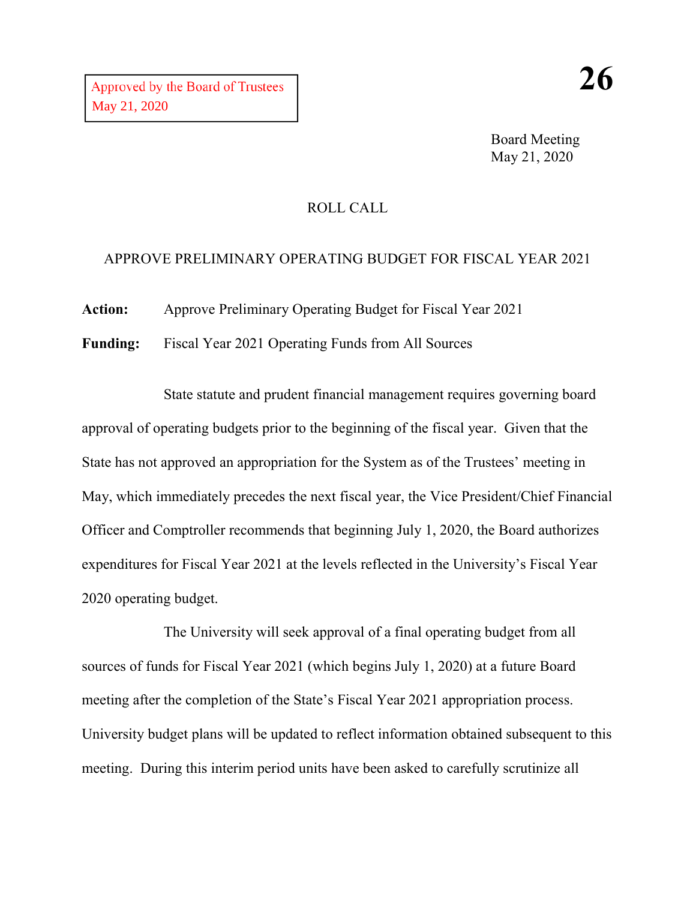Approved by the Board of Trustees
May 21, 2020

**26**

Board Meeting
May 21, 2020

ROLL CALL

APPROVE PRELIMINARY OPERATING BUDGET FOR FISCAL YEAR 2021

**Action:** Approve Preliminary Operating Budget for Fiscal Year 2021

**Funding:** Fiscal Year 2021 Operating Funds from All Sources

State statute and prudent financial management requires governing board approval of operating budgets prior to the beginning of the fiscal year. Given that the State has not approved an appropriation for the System as of the Trustees' meeting in May, which immediately precedes the next fiscal year, the Vice President/Chief Financial Officer and Comptroller recommends that beginning July 1, 2020, the Board authorizes expenditures for Fiscal Year 2021 at the levels reflected in the University's Fiscal Year 2020 operating budget.

The University will seek approval of a final operating budget from all sources of funds for Fiscal Year 2021 (which begins July 1, 2020) at a future Board meeting after the completion of the State's Fiscal Year 2021 appropriation process. University budget plans will be updated to reflect information obtained subsequent to this meeting. During this interim period units have been asked to carefully scrutinize all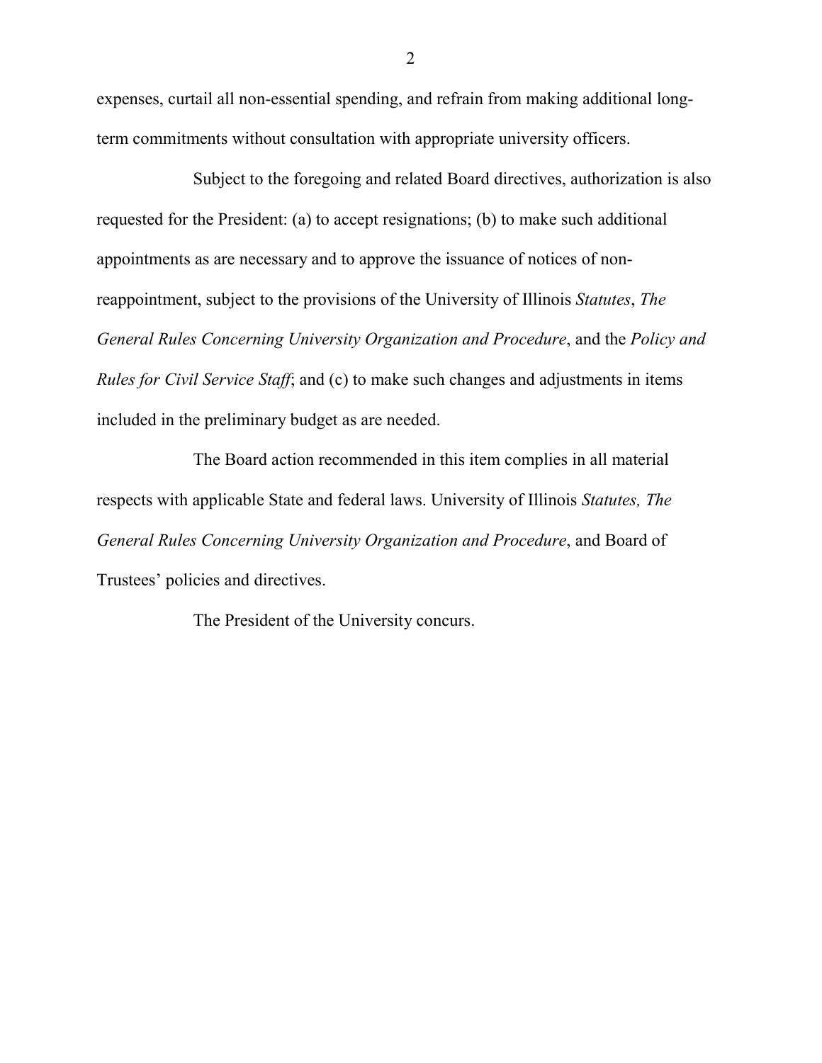expenses, curtail all non-essential spending, and refrain from making additional long-term commitments without consultation with appropriate university officers.

Subject to the foregoing and related Board directives, authorization is also requested for the President: (a) to accept resignations; (b) to make such additional appointments as are necessary and to approve the issuance of notices of non-reappointment, subject to the provisions of the University of Illinois *Statutes*, *The General Rules Concerning University Organization and Procedure*, and the *Policy and Rules for Civil Service Staff*; and (c) to make such changes and adjustments in items included in the preliminary budget as are needed.

The Board action recommended in this item complies in all material respects with applicable State and federal laws. University of Illinois *Statutes, The General Rules Concerning University Organization and Procedure*, and Board of Trustees' policies and directives.

The President of the University concurs.